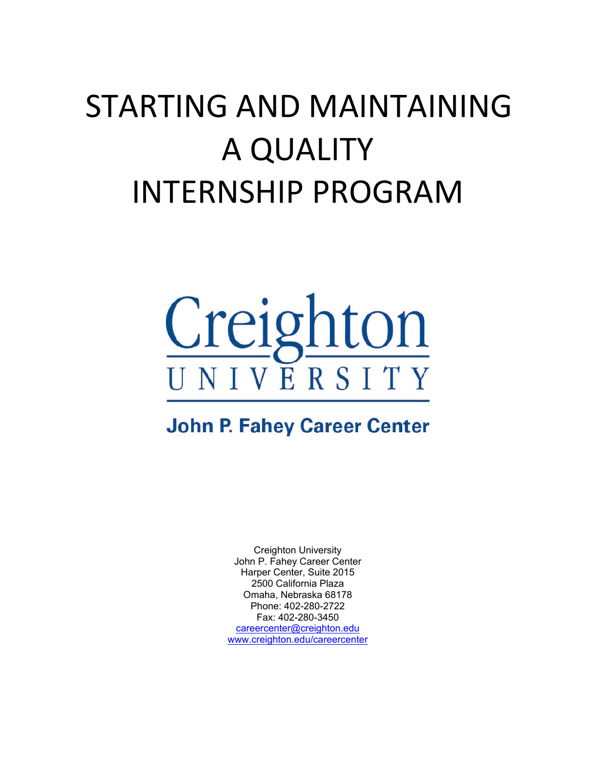# STARTING AND MAINTAINING A QUALITY INTERNSHIP PROGRAM

Creighton
UNIVERSITY

**John P. Fahey Career Center**

Creighton University
John P. Fahey Career Center
Harper Center, Suite 2015
2500 California Plaza
Omaha, Nebraska 68178
Phone: 402-280-2722
Fax: 402-280-3450
careercenter@creighton.edu
www.creighton.edu/careercenter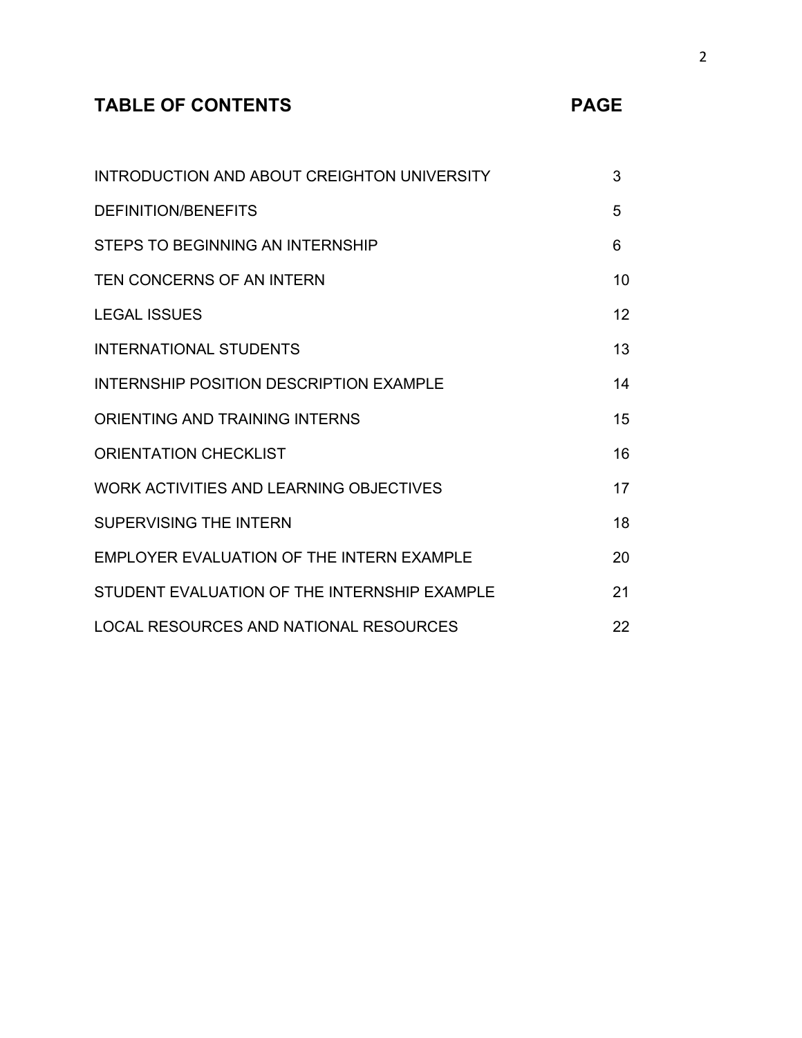## TABLE OF CONTENTS

| TABLE OF CONTENTS | PAGE |
| --- | --- |
| INTRODUCTION AND ABOUT CREIGHTON UNIVERSITY | 3 |
| DEFINITION/BENEFITS | 5 |
| STEPS TO BEGINNING AN INTERNSHIP | 6 |
| TEN CONCERNS OF AN INTERN | 10 |
| LEGAL ISSUES | 12 |
| INTERNATIONAL STUDENTS | 13 |
| INTERNSHIP POSITION DESCRIPTION EXAMPLE | 14 |
| ORIENTING AND TRAINING INTERNS | 15 |
| ORIENTATION CHECKLIST | 16 |
| WORK ACTIVITIES AND LEARNING OBJECTIVES | 17 |
| SUPERVISING THE INTERN | 18 |
| EMPLOYER EVALUATION OF THE INTERN EXAMPLE | 20 |
| STUDENT EVALUATION OF THE INTERNSHIP EXAMPLE | 21 |
| LOCAL RESOURCES AND NATIONAL RESOURCES | 22 |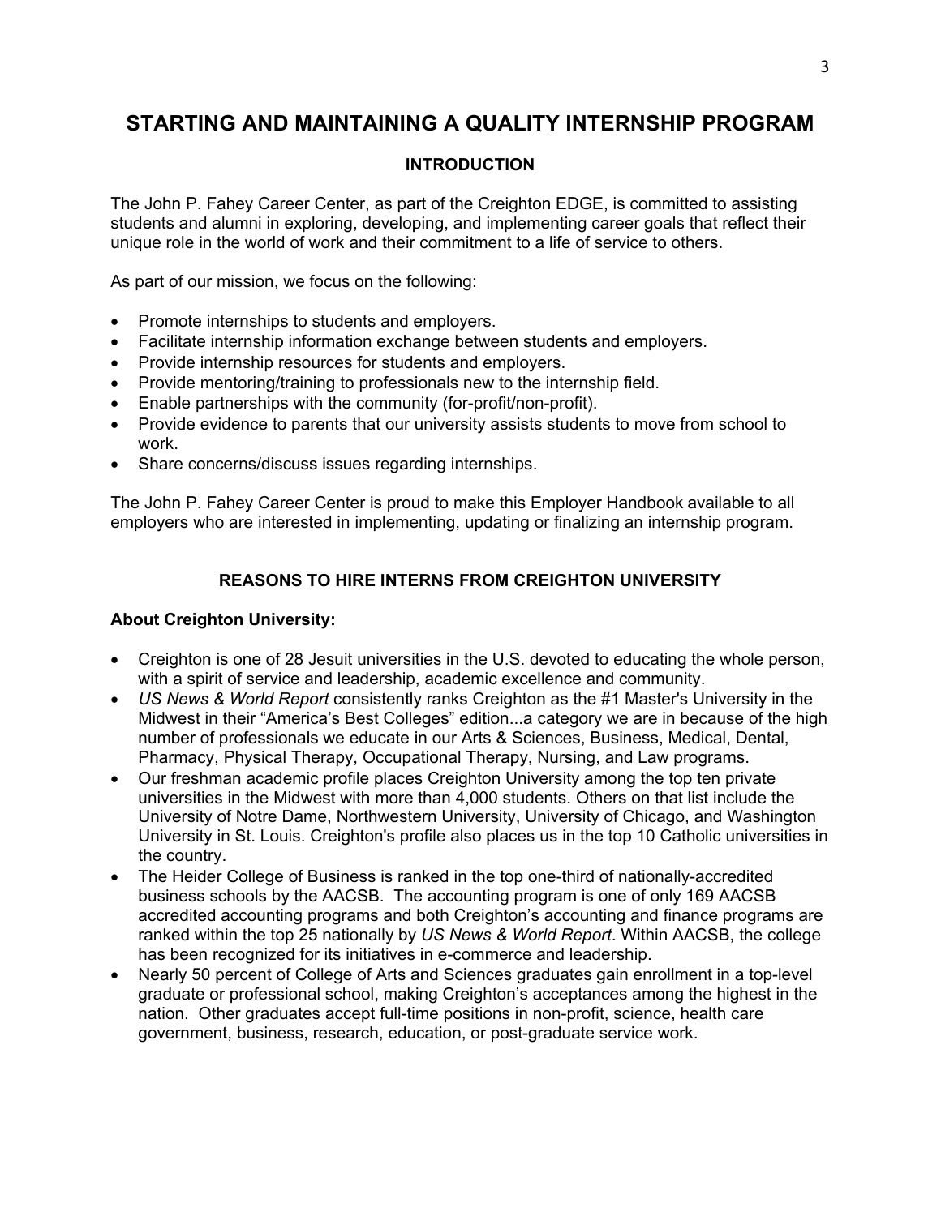# STARTING AND MAINTAINING A QUALITY INTERNSHIP PROGRAM

## INTRODUCTION

The John P. Fahey Career Center, as part of the Creighton EDGE, is committed to assisting students and alumni in exploring, developing, and implementing career goals that reflect their unique role in the world of work and their commitment to a life of service to others.

As part of our mission, we focus on the following:

- Promote internships to students and employers.
- Facilitate internship information exchange between students and employers.
- Provide internship resources for students and employers.
- Provide mentoring/training to professionals new to the internship field.
- Enable partnerships with the community (for-profit/non-profit).
- Provide evidence to parents that our university assists students to move from school to work.
- Share concerns/discuss issues regarding internships.

The John P. Fahey Career Center is proud to make this Employer Handbook available to all employers who are interested in implementing, updating or finalizing an internship program.

## REASONS TO HIRE INTERNS FROM CREIGHTON UNIVERSITY

### About Creighton University:

- Creighton is one of 28 Jesuit universities in the U.S. devoted to educating the whole person, with a spirit of service and leadership, academic excellence and community.
- *US News & World Report* consistently ranks Creighton as the #1 Master's University in the Midwest in their "America's Best Colleges" edition...a category we are in because of the high number of professionals we educate in our Arts & Sciences, Business, Medical, Dental, Pharmacy, Physical Therapy, Occupational Therapy, Nursing, and Law programs.
- Our freshman academic profile places Creighton University among the top ten private universities in the Midwest with more than 4,000 students. Others on that list include the University of Notre Dame, Northwestern University, University of Chicago, and Washington University in St. Louis. Creighton's profile also places us in the top 10 Catholic universities in the country.
- The Heider College of Business is ranked in the top one-third of nationally-accredited business schools by the AACSB. The accounting program is one of only 169 AACSB accredited accounting programs and both Creighton's accounting and finance programs are ranked within the top 25 nationally by *US News & World Report*. Within AACSB, the college has been recognized for its initiatives in e-commerce and leadership.
- Nearly 50 percent of College of Arts and Sciences graduates gain enrollment in a top-level graduate or professional school, making Creighton's acceptances among the highest in the nation. Other graduates accept full-time positions in non-profit, science, health care government, business, research, education, or post-graduate service work.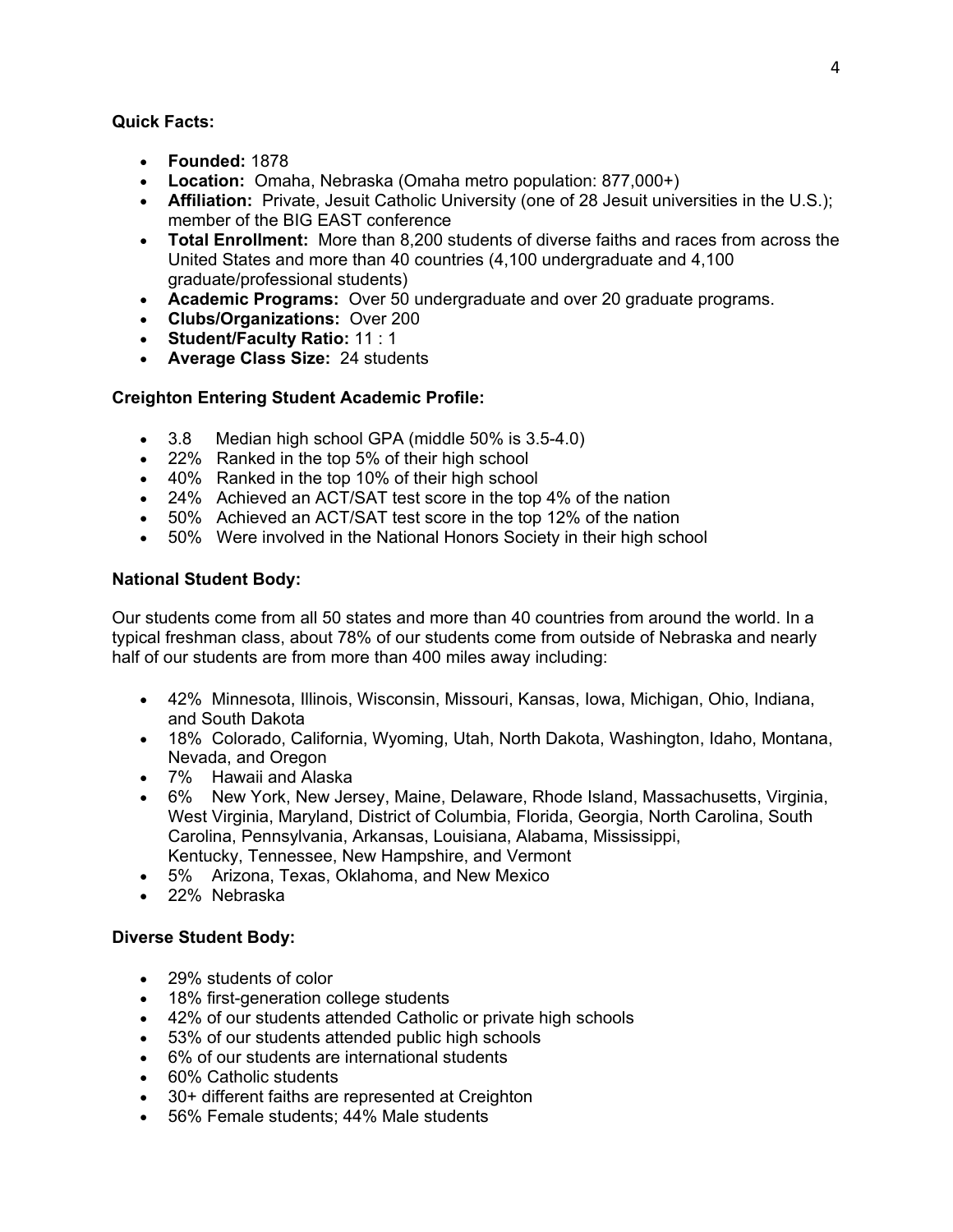**Quick Facts:**

- **Founded:** 1878
- **Location:** Omaha, Nebraska (Omaha metro population: 877,000+)
- **Affiliation:** Private, Jesuit Catholic University (one of 28 Jesuit universities in the U.S.); member of the BIG EAST conference
- **Total Enrollment:** More than 8,200 students of diverse faiths and races from across the United States and more than 40 countries (4,100 undergraduate and 4,100 graduate/professional students)
- **Academic Programs:** Over 50 undergraduate and over 20 graduate programs.
- **Clubs/Organizations:** Over 200
- **Student/Faculty Ratio:** 11 : 1
- **Average Class Size:** 24 students

**Creighton Entering Student Academic Profile:**

- 3.8 Median high school GPA (middle 50% is 3.5-4.0)
- 22% Ranked in the top 5% of their high school
- 40% Ranked in the top 10% of their high school
- 24% Achieved an ACT/SAT test score in the top 4% of the nation
- 50% Achieved an ACT/SAT test score in the top 12% of the nation
- 50% Were involved in the National Honors Society in their high school

**National Student Body:**

Our students come from all 50 states and more than 40 countries from around the world. In a typical freshman class, about 78% of our students come from outside of Nebraska and nearly half of our students are from more than 400 miles away including:

- 42% Minnesota, Illinois, Wisconsin, Missouri, Kansas, Iowa, Michigan, Ohio, Indiana, and South Dakota
- 18% Colorado, California, Wyoming, Utah, North Dakota, Washington, Idaho, Montana, Nevada, and Oregon
- 7% Hawaii and Alaska
- 6% New York, New Jersey, Maine, Delaware, Rhode Island, Massachusetts, Virginia, West Virginia, Maryland, District of Columbia, Florida, Georgia, North Carolina, South Carolina, Pennsylvania, Arkansas, Louisiana, Alabama, Mississippi, Kentucky, Tennessee, New Hampshire, and Vermont
- 5% Arizona, Texas, Oklahoma, and New Mexico
- 22% Nebraska

**Diverse Student Body:**

- 29% students of color
- 18% first-generation college students
- 42% of our students attended Catholic or private high schools
- 53% of our students attended public high schools
- 6% of our students are international students
- 60% Catholic students
- 30+ different faiths are represented at Creighton
- 56% Female students; 44% Male students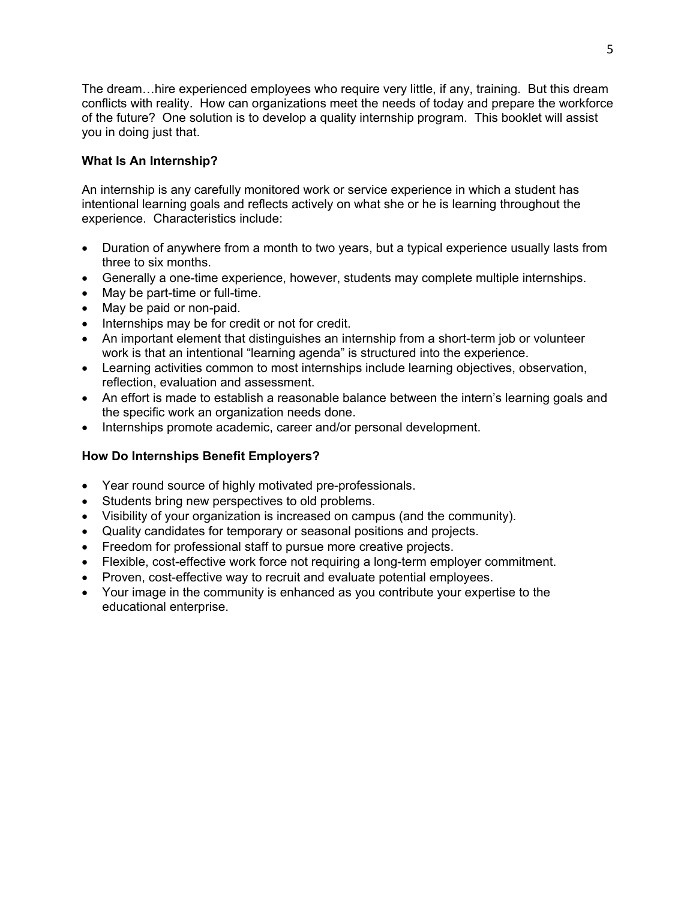The dream…hire experienced employees who require very little, if any, training. But this dream conflicts with reality. How can organizations meet the needs of today and prepare the workforce of the future? One solution is to develop a quality internship program. This booklet will assist you in doing just that.

### What Is An Internship?

An internship is any carefully monitored work or service experience in which a student has intentional learning goals and reflects actively on what she or he is learning throughout the experience. Characteristics include:

- Duration of anywhere from a month to two years, but a typical experience usually lasts from three to six months.
- Generally a one-time experience, however, students may complete multiple internships.
- May be part-time or full-time.
- May be paid or non-paid.
- Internships may be for credit or not for credit.
- An important element that distinguishes an internship from a short-term job or volunteer work is that an intentional "learning agenda" is structured into the experience.
- Learning activities common to most internships include learning objectives, observation, reflection, evaluation and assessment.
- An effort is made to establish a reasonable balance between the intern's learning goals and the specific work an organization needs done.
- Internships promote academic, career and/or personal development.

### How Do Internships Benefit Employers?

- Year round source of highly motivated pre-professionals.
- Students bring new perspectives to old problems.
- Visibility of your organization is increased on campus (and the community).
- Quality candidates for temporary or seasonal positions and projects.
- Freedom for professional staff to pursue more creative projects.
- Flexible, cost-effective work force not requiring a long-term employer commitment.
- Proven, cost-effective way to recruit and evaluate potential employees.
- Your image in the community is enhanced as you contribute your expertise to the educational enterprise.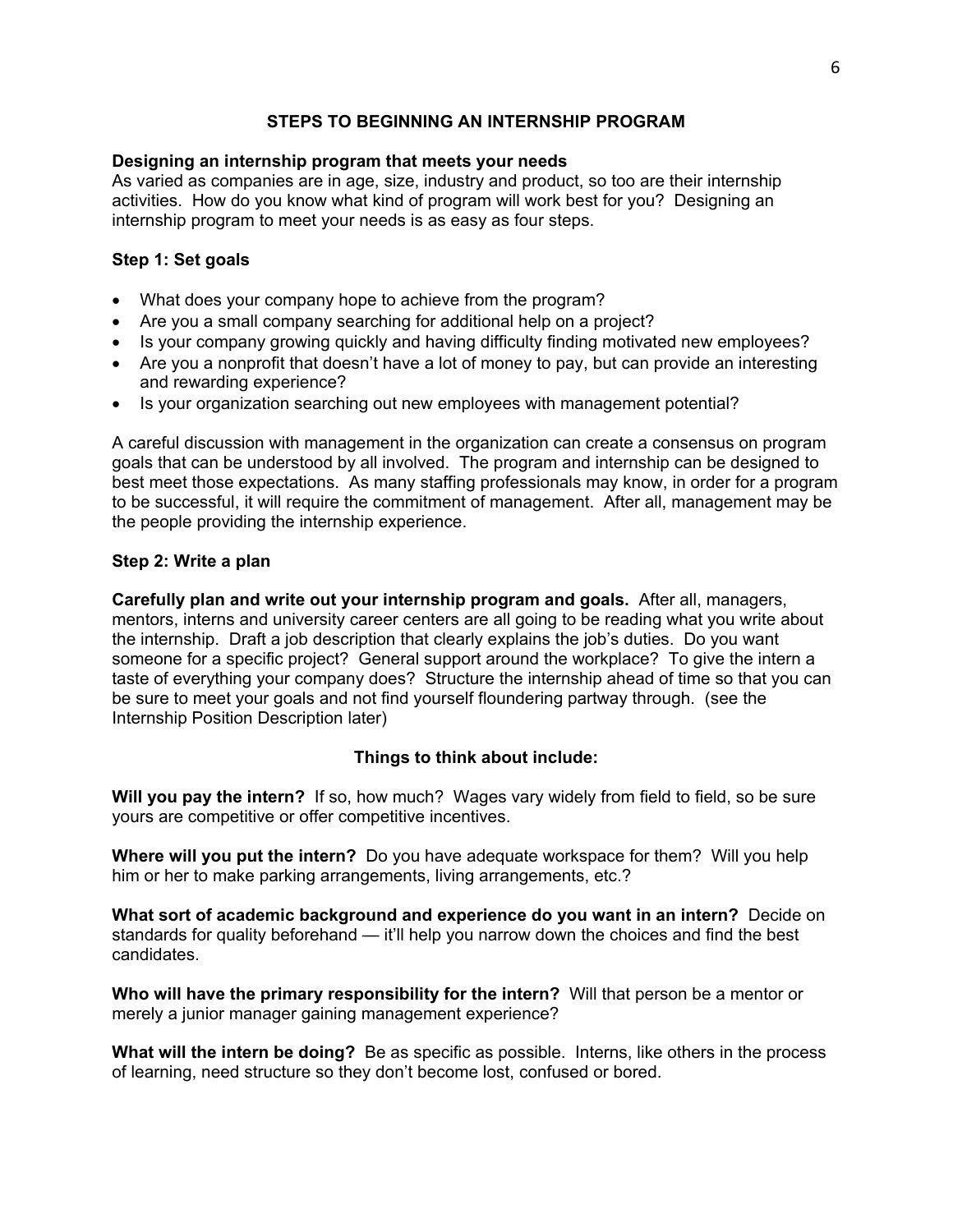## STEPS TO BEGINNING AN INTERNSHIP PROGRAM

### Designing an internship program that meets your needs

As varied as companies are in age, size, industry and product, so too are their internship activities. How do you know what kind of program will work best for you? Designing an internship program to meet your needs is as easy as four steps.

### Step 1: Set goals

- What does your company hope to achieve from the program?
- Are you a small company searching for additional help on a project?
- Is your company growing quickly and having difficulty finding motivated new employees?
- Are you a nonprofit that doesn't have a lot of money to pay, but can provide an interesting and rewarding experience?
- Is your organization searching out new employees with management potential?

A careful discussion with management in the organization can create a consensus on program goals that can be understood by all involved. The program and internship can be designed to best meet those expectations. As many staffing professionals may know, in order for a program to be successful, it will require the commitment of management. After all, management may be the people providing the internship experience.

### Step 2: Write a plan

**Carefully plan and write out your internship program and goals.** After all, managers, mentors, interns and university career centers are all going to be reading what you write about the internship. Draft a job description that clearly explains the job's duties. Do you want someone for a specific project? General support around the workplace? To give the intern a taste of everything your company does? Structure the internship ahead of time so that you can be sure to meet your goals and not find yourself floundering partway through. (see the Internship Position Description later)

**Things to think about include:**

**Will you pay the intern?** If so, how much? Wages vary widely from field to field, so be sure yours are competitive or offer competitive incentives.

**Where will you put the intern?** Do you have adequate workspace for them? Will you help him or her to make parking arrangements, living arrangements, etc.?

**What sort of academic background and experience do you want in an intern?** Decide on standards for quality beforehand — it'll help you narrow down the choices and find the best candidates.

**Who will have the primary responsibility for the intern?** Will that person be a mentor or merely a junior manager gaining management experience?

**What will the intern be doing?** Be as specific as possible. Interns, like others in the process of learning, need structure so they don't become lost, confused or bored.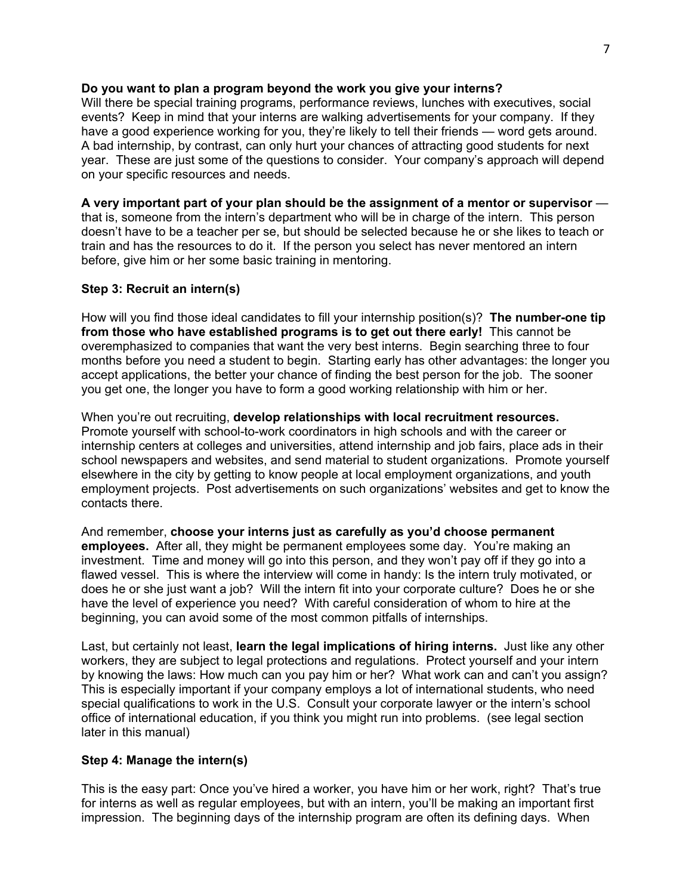**Do you want to plan a program beyond the work you give your interns?**
Will there be special training programs, performance reviews, lunches with executives, social events? Keep in mind that your interns are walking advertisements for your company. If they have a good experience working for you, they're likely to tell their friends — word gets around. A bad internship, by contrast, can only hurt your chances of attracting good students for next year. These are just some of the questions to consider. Your company's approach will depend on your specific resources and needs.

**A very important part of your plan should be the assignment of a mentor or supervisor** — that is, someone from the intern's department who will be in charge of the intern. This person doesn't have to be a teacher per se, but should be selected because he or she likes to teach or train and has the resources to do it. If the person you select has never mentored an intern before, give him or her some basic training in mentoring.

### Step 3: Recruit an intern(s)

How will you find those ideal candidates to fill your internship position(s)? **The number-one tip from those who have established programs is to get out there early!** This cannot be overemphasized to companies that want the very best interns. Begin searching three to four months before you need a student to begin. Starting early has other advantages: the longer you accept applications, the better your chance of finding the best person for the job. The sooner you get one, the longer you have to form a good working relationship with him or her.

When you're out recruiting, **develop relationships with local recruitment resources.** Promote yourself with school-to-work coordinators in high schools and with the career or internship centers at colleges and universities, attend internship and job fairs, place ads in their school newspapers and websites, and send material to student organizations. Promote yourself elsewhere in the city by getting to know people at local employment organizations, and youth employment projects. Post advertisements on such organizations' websites and get to know the contacts there.

And remember, **choose your interns just as carefully as you'd choose permanent employees.** After all, they might be permanent employees some day. You're making an investment. Time and money will go into this person, and they won't pay off if they go into a flawed vessel. This is where the interview will come in handy: Is the intern truly motivated, or does he or she just want a job? Will the intern fit into your corporate culture? Does he or she have the level of experience you need? With careful consideration of whom to hire at the beginning, you can avoid some of the most common pitfalls of internships.

Last, but certainly not least, **learn the legal implications of hiring interns.** Just like any other workers, they are subject to legal protections and regulations. Protect yourself and your intern by knowing the laws: How much can you pay him or her? What work can and can't you assign? This is especially important if your company employs a lot of international students, who need special qualifications to work in the U.S. Consult your corporate lawyer or the intern's school office of international education, if you think you might run into problems. (see legal section later in this manual)

### Step 4: Manage the intern(s)

This is the easy part: Once you've hired a worker, you have him or her work, right? That's true for interns as well as regular employees, but with an intern, you'll be making an important first impression. The beginning days of the internship program are often its defining days. When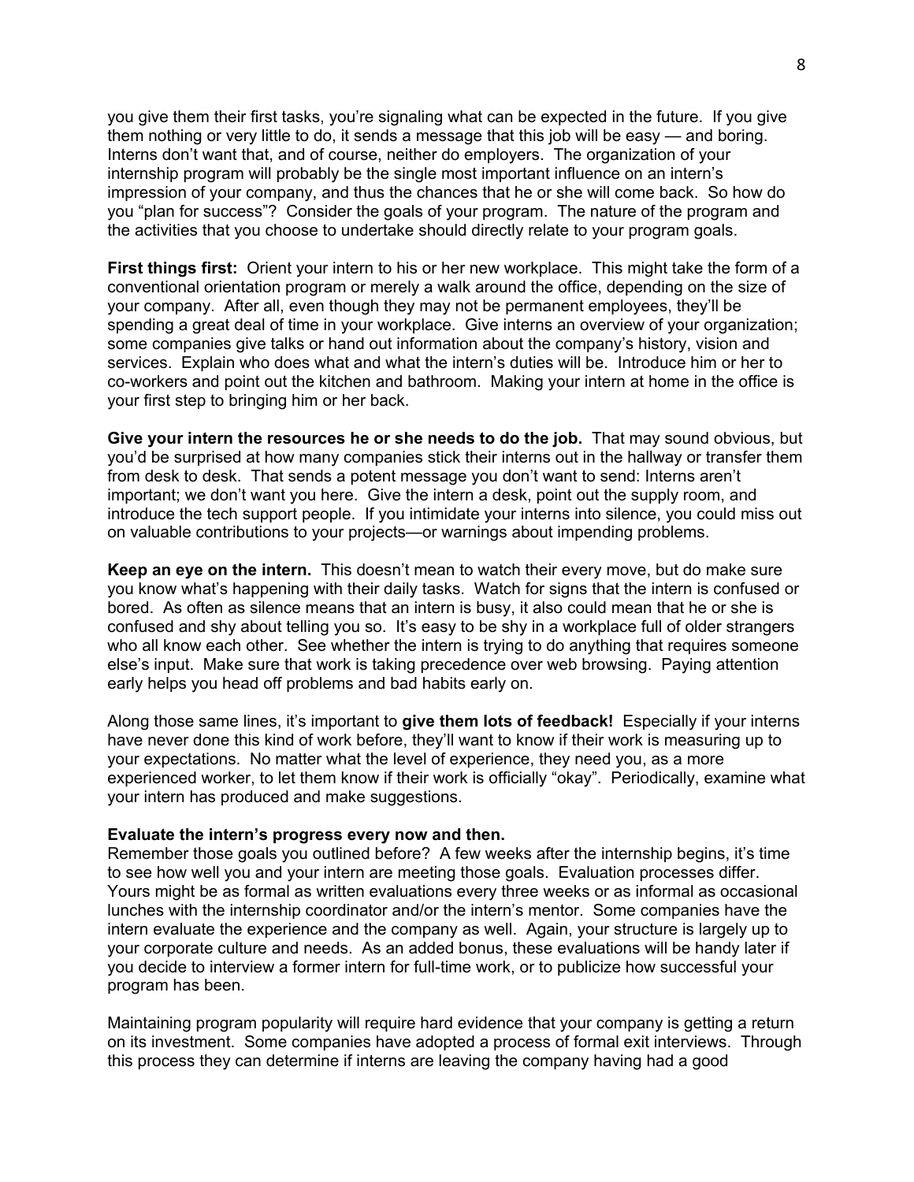you give them their first tasks, you're signaling what can be expected in the future. If you give them nothing or very little to do, it sends a message that this job will be easy — and boring. Interns don't want that, and of course, neither do employers. The organization of your internship program will probably be the single most important influence on an intern's impression of your company, and thus the chances that he or she will come back. So how do you "plan for success"? Consider the goals of your program. The nature of the program and the activities that you choose to undertake should directly relate to your program goals.

**First things first:** Orient your intern to his or her new workplace. This might take the form of a conventional orientation program or merely a walk around the office, depending on the size of your company. After all, even though they may not be permanent employees, they'll be spending a great deal of time in your workplace. Give interns an overview of your organization; some companies give talks or hand out information about the company's history, vision and services. Explain who does what and what the intern's duties will be. Introduce him or her to co-workers and point out the kitchen and bathroom. Making your intern at home in the office is your first step to bringing him or her back.

**Give your intern the resources he or she needs to do the job.** That may sound obvious, but you'd be surprised at how many companies stick their interns out in the hallway or transfer them from desk to desk. That sends a potent message you don't want to send: Interns aren't important; we don't want you here. Give the intern a desk, point out the supply room, and introduce the tech support people. If you intimidate your interns into silence, you could miss out on valuable contributions to your projects—or warnings about impending problems.

**Keep an eye on the intern.** This doesn't mean to watch their every move, but do make sure you know what's happening with their daily tasks. Watch for signs that the intern is confused or bored. As often as silence means that an intern is busy, it also could mean that he or she is confused and shy about telling you so. It's easy to be shy in a workplace full of older strangers who all know each other. See whether the intern is trying to do anything that requires someone else's input. Make sure that work is taking precedence over web browsing. Paying attention early helps you head off problems and bad habits early on.

Along those same lines, it's important to **give them lots of feedback!** Especially if your interns have never done this kind of work before, they'll want to know if their work is measuring up to your expectations. No matter what the level of experience, they need you, as a more experienced worker, to let them know if their work is officially "okay". Periodically, examine what your intern has produced and make suggestions.

**Evaluate the intern's progress every now and then.**
Remember those goals you outlined before? A few weeks after the internship begins, it's time to see how well you and your intern are meeting those goals. Evaluation processes differ. Yours might be as formal as written evaluations every three weeks or as informal as occasional lunches with the internship coordinator and/or the intern's mentor. Some companies have the intern evaluate the experience and the company as well. Again, your structure is largely up to your corporate culture and needs. As an added bonus, these evaluations will be handy later if you decide to interview a former intern for full-time work, or to publicize how successful your program has been.

Maintaining program popularity will require hard evidence that your company is getting a return on its investment. Some companies have adopted a process of formal exit interviews. Through this process they can determine if interns are leaving the company having had a good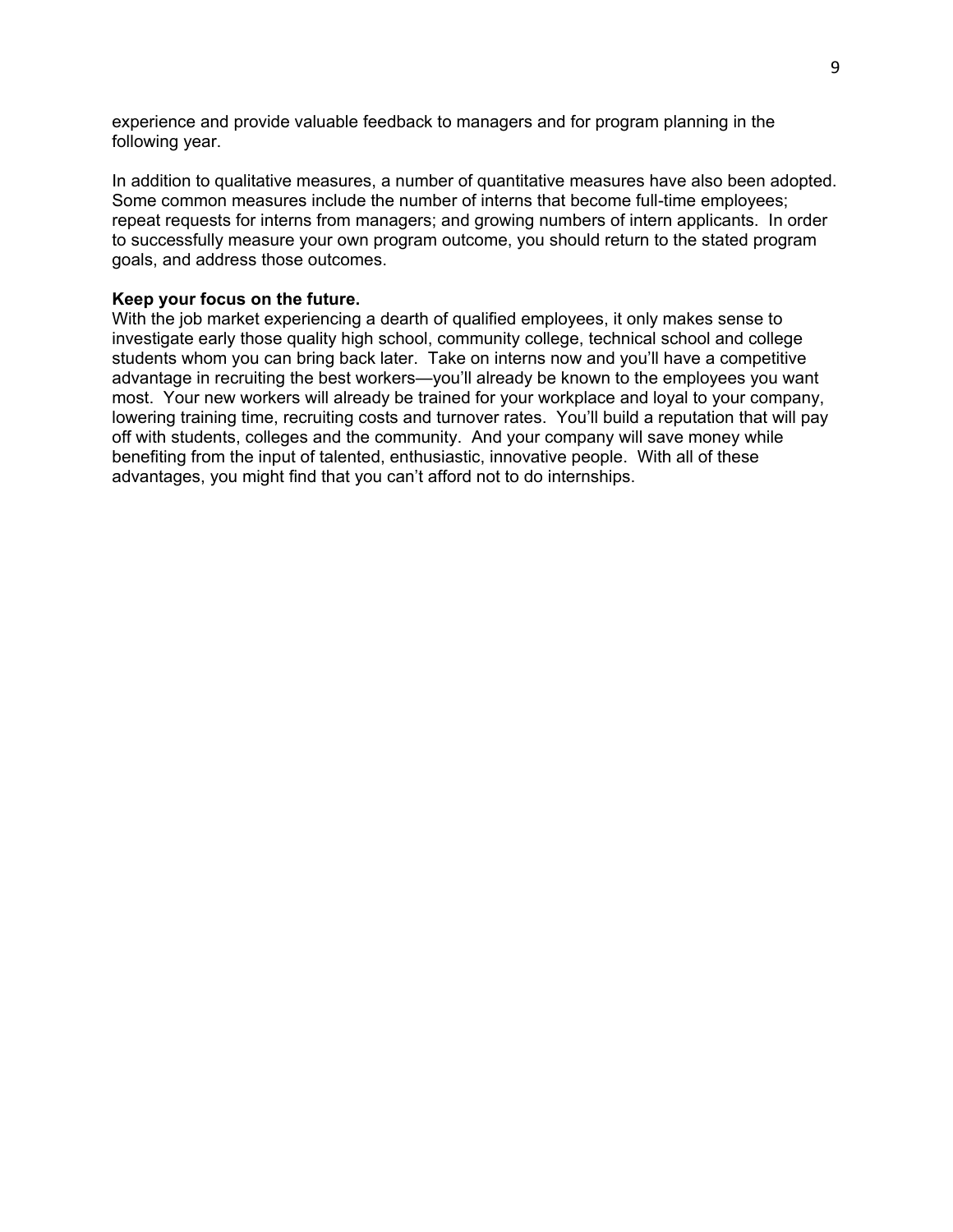experience and provide valuable feedback to managers and for program planning in the following year.

In addition to qualitative measures, a number of quantitative measures have also been adopted. Some common measures include the number of interns that become full-time employees; repeat requests for interns from managers; and growing numbers of intern applicants. In order to successfully measure your own program outcome, you should return to the stated program goals, and address those outcomes.

**Keep your focus on the future.**

With the job market experiencing a dearth of qualified employees, it only makes sense to investigate early those quality high school, community college, technical school and college students whom you can bring back later. Take on interns now and you'll have a competitive advantage in recruiting the best workers—you'll already be known to the employees you want most. Your new workers will already be trained for your workplace and loyal to your company, lowering training time, recruiting costs and turnover rates. You'll build a reputation that will pay off with students, colleges and the community. And your company will save money while benefiting from the input of talented, enthusiastic, innovative people. With all of these advantages, you might find that you can't afford not to do internships.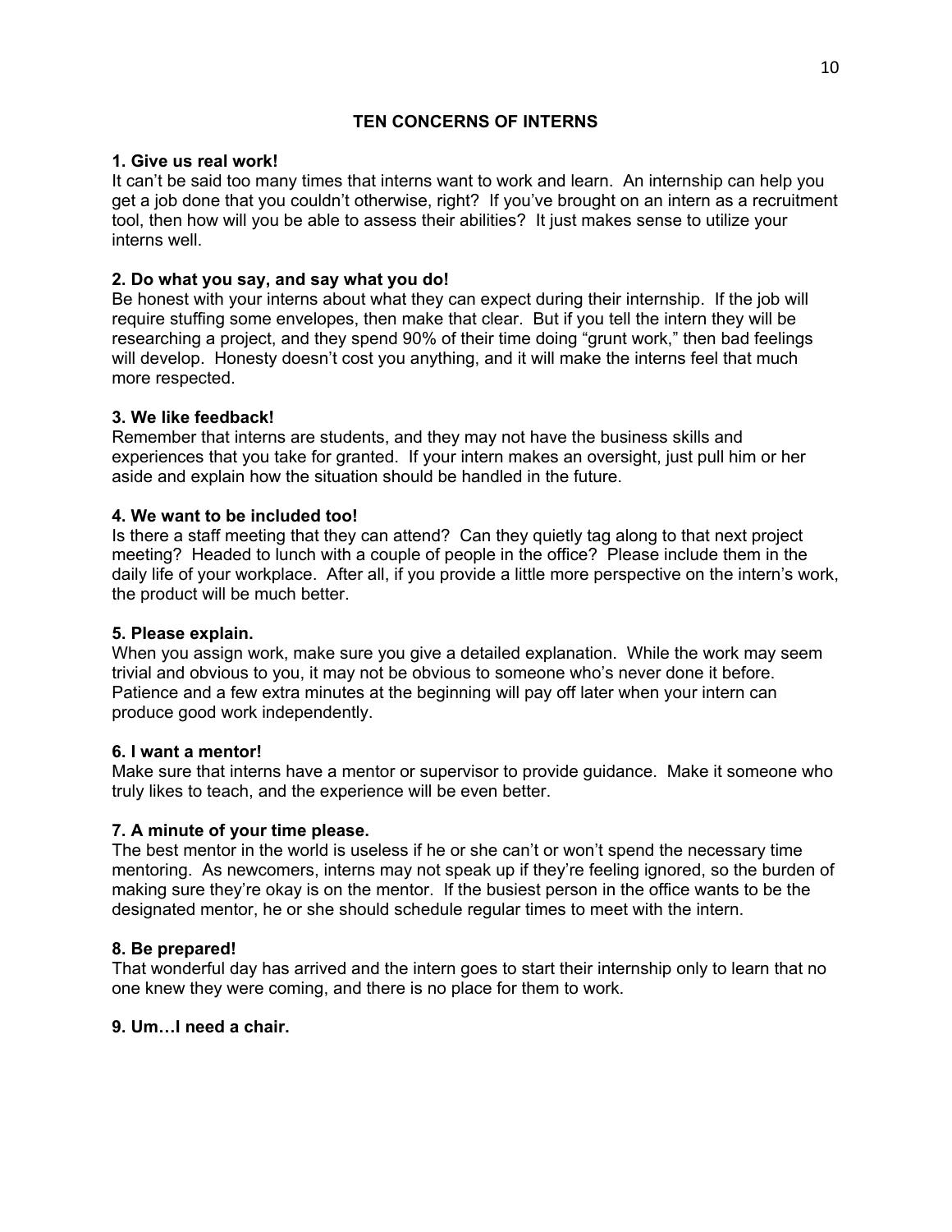## TEN CONCERNS OF INTERNS

**1. Give us real work!**
It can't be said too many times that interns want to work and learn. An internship can help you get a job done that you couldn't otherwise, right? If you've brought on an intern as a recruitment tool, then how will you be able to assess their abilities? It just makes sense to utilize your interns well.

**2. Do what you say, and say what you do!**
Be honest with your interns about what they can expect during their internship. If the job will require stuffing some envelopes, then make that clear. But if you tell the intern they will be researching a project, and they spend 90% of their time doing "grunt work," then bad feelings will develop. Honesty doesn't cost you anything, and it will make the interns feel that much more respected.

**3. We like feedback!**
Remember that interns are students, and they may not have the business skills and experiences that you take for granted. If your intern makes an oversight, just pull him or her aside and explain how the situation should be handled in the future.

**4. We want to be included too!**
Is there a staff meeting that they can attend? Can they quietly tag along to that next project meeting? Headed to lunch with a couple of people in the office? Please include them in the daily life of your workplace. After all, if you provide a little more perspective on the intern's work, the product will be much better.

**5. Please explain.**
When you assign work, make sure you give a detailed explanation. While the work may seem trivial and obvious to you, it may not be obvious to someone who's never done it before. Patience and a few extra minutes at the beginning will pay off later when your intern can produce good work independently.

**6. I want a mentor!**
Make sure that interns have a mentor or supervisor to provide guidance. Make it someone who truly likes to teach, and the experience will be even better.

**7. A minute of your time please.**
The best mentor in the world is useless if he or she can't or won't spend the necessary time mentoring. As newcomers, interns may not speak up if they're feeling ignored, so the burden of making sure they're okay is on the mentor. If the busiest person in the office wants to be the designated mentor, he or she should schedule regular times to meet with the intern.

**8. Be prepared!**
That wonderful day has arrived and the intern goes to start their internship only to learn that no one knew they were coming, and there is no place for them to work.

**9. Um…I need a chair.**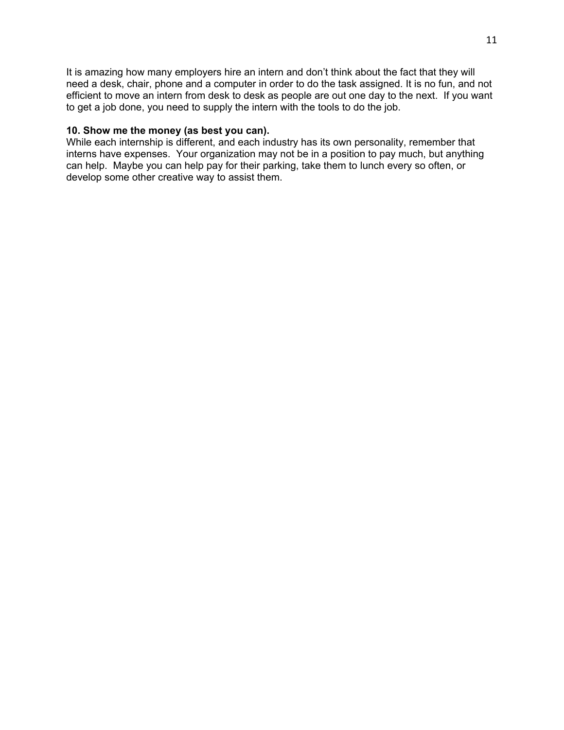It is amazing how many employers hire an intern and don't think about the fact that they will need a desk, chair, phone and a computer in order to do the task assigned. It is no fun, and not efficient to move an intern from desk to desk as people are out one day to the next. If you want to get a job done, you need to supply the intern with the tools to do the job.

**10. Show me the money (as best you can).**

While each internship is different, and each industry has its own personality, remember that interns have expenses. Your organization may not be in a position to pay much, but anything can help. Maybe you can help pay for their parking, take them to lunch every so often, or develop some other creative way to assist them.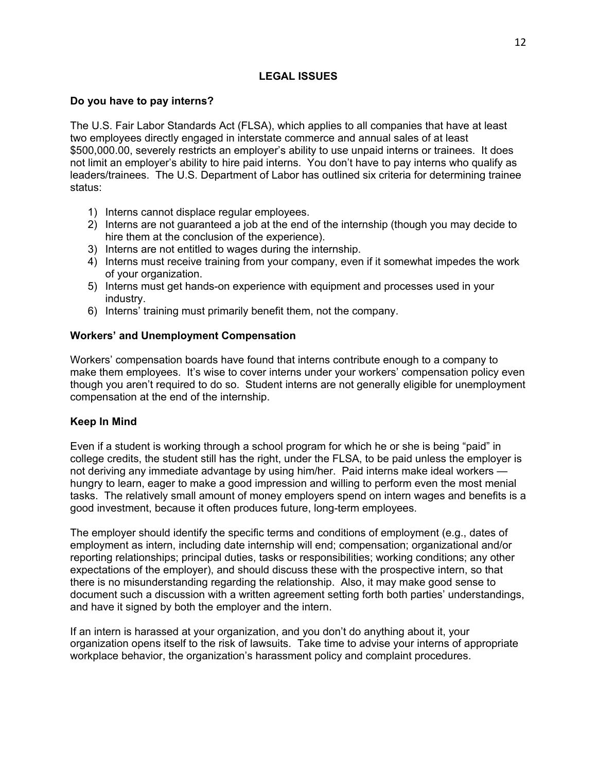## LEGAL ISSUES

### Do you have to pay interns?

The U.S. Fair Labor Standards Act (FLSA), which applies to all companies that have at least two employees directly engaged in interstate commerce and annual sales of at least $500,000.00, severely restricts an employer's ability to use unpaid interns or trainees. It does not limit an employer's ability to hire paid interns. You don't have to pay interns who qualify as leaders/trainees. The U.S. Department of Labor has outlined six criteria for determining trainee status:

1) Interns cannot displace regular employees.
2) Interns are not guaranteed a job at the end of the internship (though you may decide to hire them at the conclusion of the experience).
3) Interns are not entitled to wages during the internship.
4) Interns must receive training from your company, even if it somewhat impedes the work of your organization.
5) Interns must get hands-on experience with equipment and processes used in your industry.
6) Interns' training must primarily benefit them, not the company.

### Workers' and Unemployment Compensation

Workers' compensation boards have found that interns contribute enough to a company to make them employees. It's wise to cover interns under your workers' compensation policy even though you aren't required to do so. Student interns are not generally eligible for unemployment compensation at the end of the internship.

### Keep In Mind

Even if a student is working through a school program for which he or she is being "paid" in college credits, the student still has the right, under the FLSA, to be paid unless the employer is not deriving any immediate advantage by using him/her. Paid interns make ideal workers — hungry to learn, eager to make a good impression and willing to perform even the most menial tasks. The relatively small amount of money employers spend on intern wages and benefits is a good investment, because it often produces future, long-term employees.

The employer should identify the specific terms and conditions of employment (e.g., dates of employment as intern, including date internship will end; compensation; organizational and/or reporting relationships; principal duties, tasks or responsibilities; working conditions; any other expectations of the employer), and should discuss these with the prospective intern, so that there is no misunderstanding regarding the relationship. Also, it may make good sense to document such a discussion with a written agreement setting forth both parties' understandings, and have it signed by both the employer and the intern.

If an intern is harassed at your organization, and you don't do anything about it, your organization opens itself to the risk of lawsuits. Take time to advise your interns of appropriate workplace behavior, the organization's harassment policy and complaint procedures.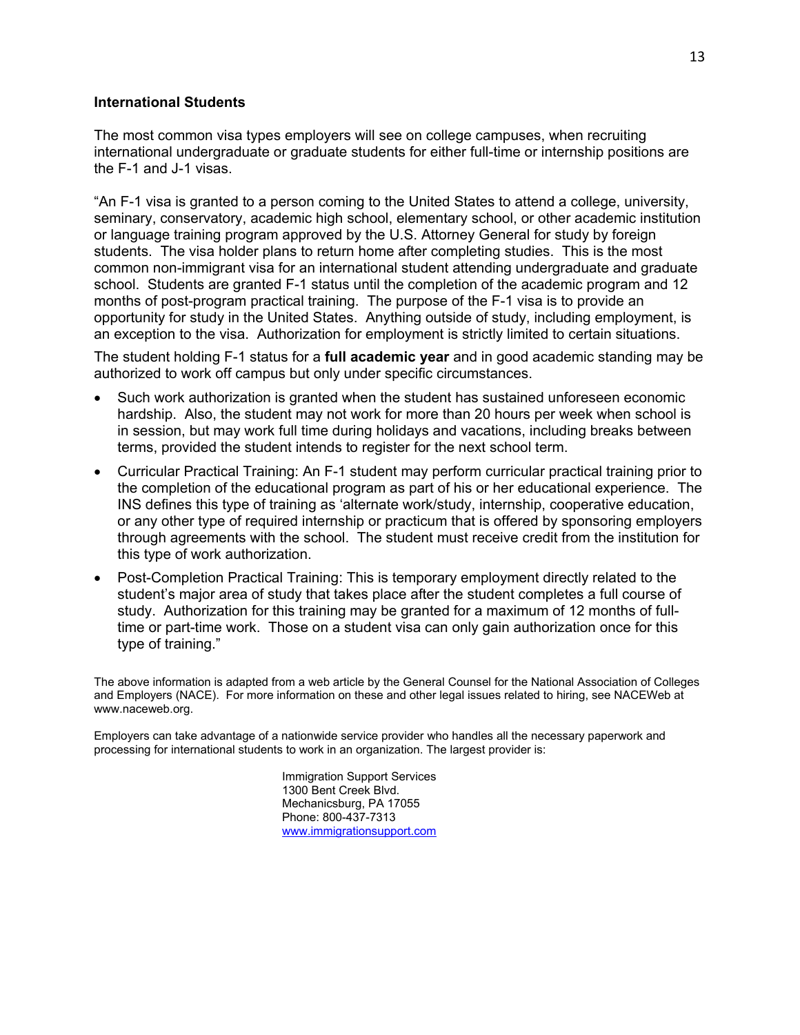**International Students**

The most common visa types employers will see on college campuses, when recruiting international undergraduate or graduate students for either full-time or internship positions are the F-1 and J-1 visas.

"An F-1 visa is granted to a person coming to the United States to attend a college, university, seminary, conservatory, academic high school, elementary school, or other academic institution or language training program approved by the U.S. Attorney General for study by foreign students. The visa holder plans to return home after completing studies. This is the most common non-immigrant visa for an international student attending undergraduate and graduate school. Students are granted F-1 status until the completion of the academic program and 12 months of post-program practical training. The purpose of the F-1 visa is to provide an opportunity for study in the United States. Anything outside of study, including employment, is an exception to the visa. Authorization for employment is strictly limited to certain situations.

The student holding F-1 status for a **full academic year** and in good academic standing may be authorized to work off campus but only under specific circumstances.

- Such work authorization is granted when the student has sustained unforeseen economic hardship. Also, the student may not work for more than 20 hours per week when school is in session, but may work full time during holidays and vacations, including breaks between terms, provided the student intends to register for the next school term.
- Curricular Practical Training: An F-1 student may perform curricular practical training prior to the completion of the educational program as part of his or her educational experience. The INS defines this type of training as 'alternate work/study, internship, cooperative education, or any other type of required internship or practicum that is offered by sponsoring employers through agreements with the school. The student must receive credit from the institution for this type of work authorization.
- Post-Completion Practical Training: This is temporary employment directly related to the student's major area of study that takes place after the student completes a full course of study. Authorization for this training may be granted for a maximum of 12 months of full-time or part-time work. Those on a student visa can only gain authorization once for this type of training."

The above information is adapted from a web article by the General Counsel for the National Association of Colleges and Employers (NACE). For more information on these and other legal issues related to hiring, see NACEWeb at www.naceweb.org.

Employers can take advantage of a nationwide service provider who handles all the necessary paperwork and processing for international students to work in an organization. The largest provider is:

Immigration Support Services  
1300 Bent Creek Blvd.  
Mechanicsburg, PA 17055  
Phone: 800-437-7313  
[www.immigrationsupport.com](http://www.immigrationsupport.com)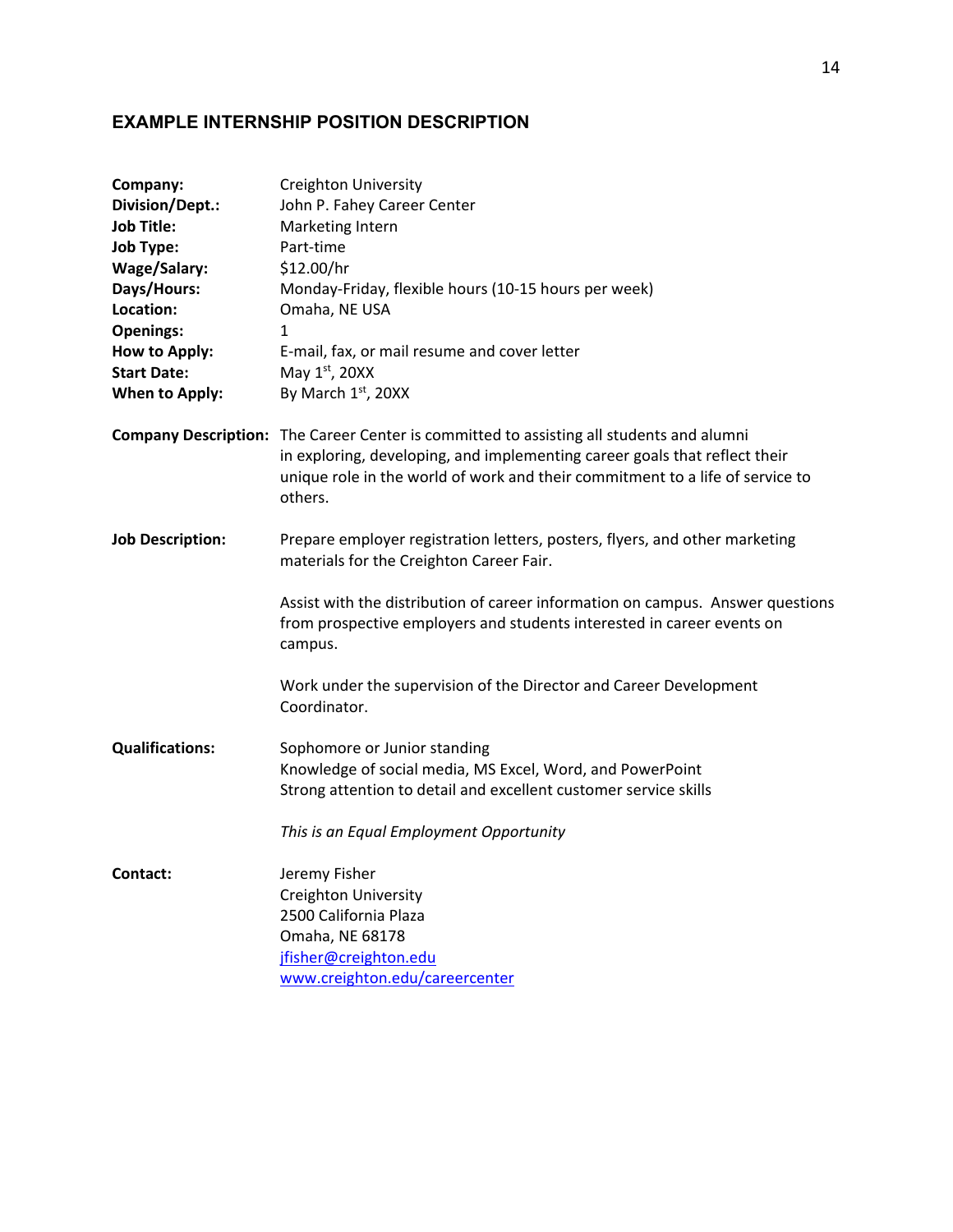## EXAMPLE INTERNSHIP POSITION DESCRIPTION

**Company:** Creighton University
**Division/Dept.:** John P. Fahey Career Center
**Job Title:** Marketing Intern
**Job Type:** Part-time
**Wage/Salary:** $12.00/hr
**Days/Hours:** Monday-Friday, flexible hours (10-15 hours per week)
**Location:** Omaha, NE USA
**Openings:** 1
**How to Apply:** E-mail, fax, or mail resume and cover letter
**Start Date:** May 1st, 20XX
**When to Apply:** By March 1st, 20XX

**Company Description:** The Career Center is committed to assisting all students and alumni in exploring, developing, and implementing career goals that reflect their unique role in the world of work and their commitment to a life of service to others.

**Job Description:** Prepare employer registration letters, posters, flyers, and other marketing materials for the Creighton Career Fair.

Assist with the distribution of career information on campus. Answer questions from prospective employers and students interested in career events on campus.

Work under the supervision of the Director and Career Development Coordinator.

**Qualifications:** Sophomore or Junior standing
Knowledge of social media, MS Excel, Word, and PowerPoint
Strong attention to detail and excellent customer service skills

*This is an Equal Employment Opportunity*

**Contact:** Jeremy Fisher
Creighton University
2500 California Plaza
Omaha, NE 68178
jfisher@creighton.edu
www.creighton.edu/careercenter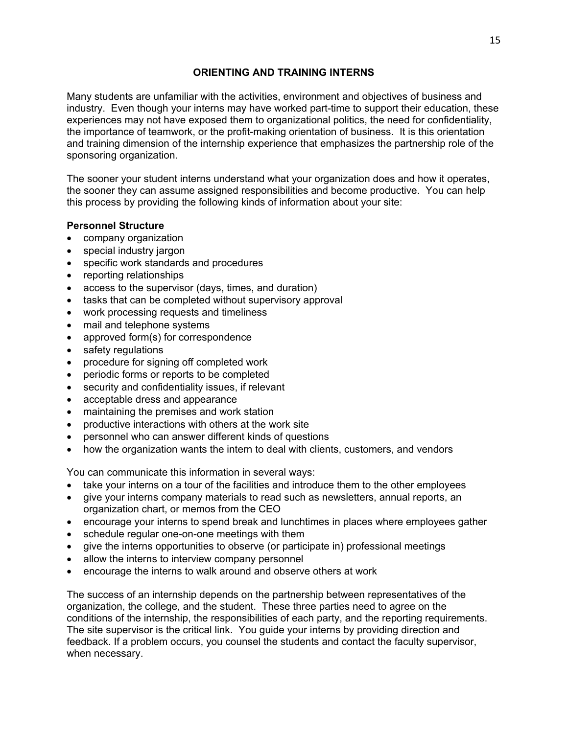## ORIENTING AND TRAINING INTERNS

Many students are unfamiliar with the activities, environment and objectives of business and industry. Even though your interns may have worked part-time to support their education, these experiences may not have exposed them to organizational politics, the need for confidentiality, the importance of teamwork, or the profit-making orientation of business. It is this orientation and training dimension of the internship experience that emphasizes the partnership role of the sponsoring organization.

The sooner your student interns understand what your organization does and how it operates, the sooner they can assume assigned responsibilities and become productive. You can help this process by providing the following kinds of information about your site:

**Personnel Structure**

- company organization
- special industry jargon
- specific work standards and procedures
- reporting relationships
- access to the supervisor (days, times, and duration)
- tasks that can be completed without supervisory approval
- work processing requests and timeliness
- mail and telephone systems
- approved form(s) for correspondence
- safety regulations
- procedure for signing off completed work
- periodic forms or reports to be completed
- security and confidentiality issues, if relevant
- acceptable dress and appearance
- maintaining the premises and work station
- productive interactions with others at the work site
- personnel who can answer different kinds of questions
- how the organization wants the intern to deal with clients, customers, and vendors

You can communicate this information in several ways:

- take your interns on a tour of the facilities and introduce them to the other employees
- give your interns company materials to read such as newsletters, annual reports, an organization chart, or memos from the CEO
- encourage your interns to spend break and lunchtimes in places where employees gather
- schedule regular one-on-one meetings with them
- give the interns opportunities to observe (or participate in) professional meetings
- allow the interns to interview company personnel
- encourage the interns to walk around and observe others at work

The success of an internship depends on the partnership between representatives of the organization, the college, and the student. These three parties need to agree on the conditions of the internship, the responsibilities of each party, and the reporting requirements. The site supervisor is the critical link. You guide your interns by providing direction and feedback. If a problem occurs, you counsel the students and contact the faculty supervisor, when necessary.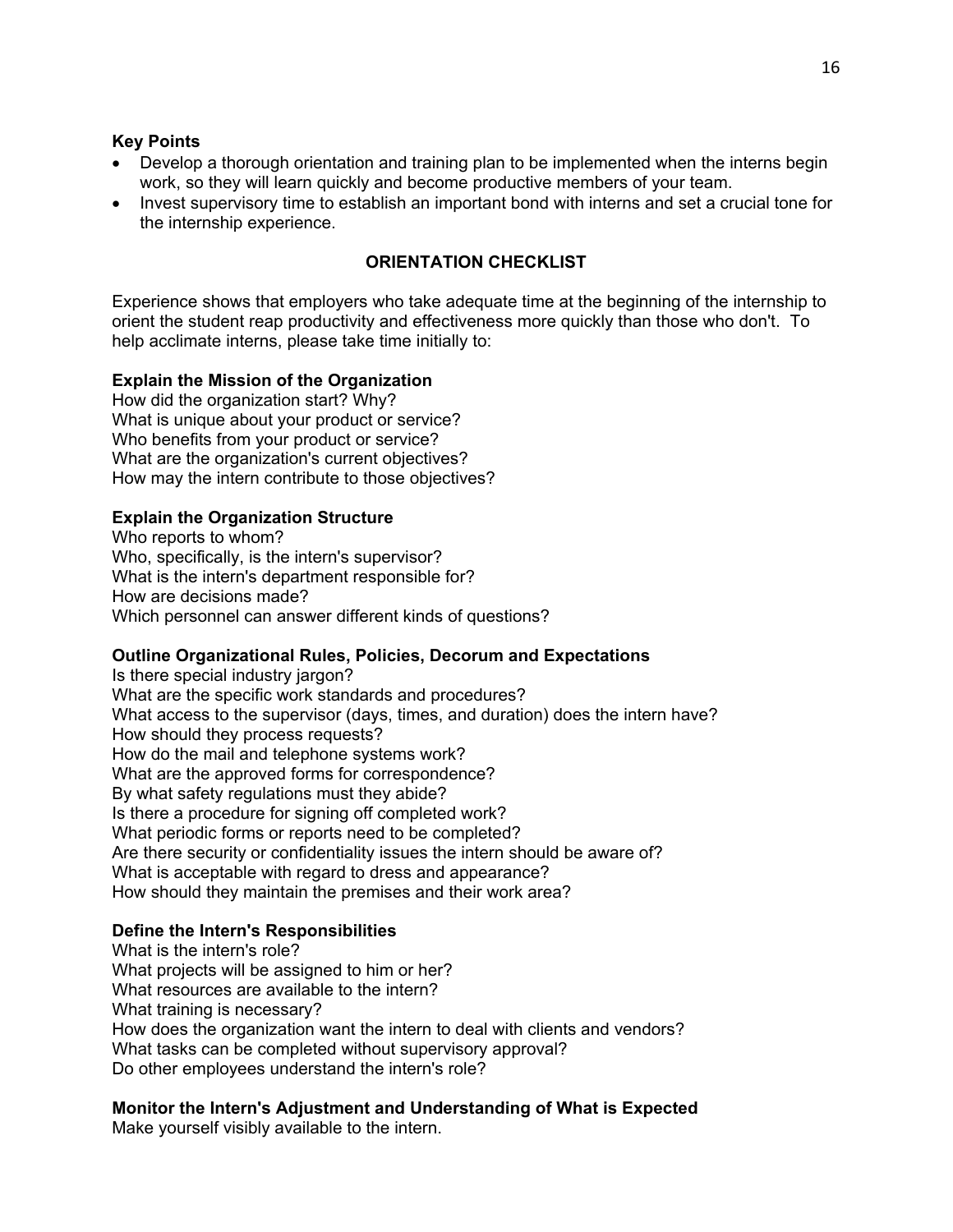**Key Points**

- Develop a thorough orientation and training plan to be implemented when the interns begin work, so they will learn quickly and become productive members of your team.
- Invest supervisory time to establish an important bond with interns and set a crucial tone for the internship experience.

## ORIENTATION CHECKLIST

Experience shows that employers who take adequate time at the beginning of the internship to orient the student reap productivity and effectiveness more quickly than those who don't. To help acclimate interns, please take time initially to:

**Explain the Mission of the Organization**

How did the organization start? Why?
What is unique about your product or service?
Who benefits from your product or service?
What are the organization's current objectives?
How may the intern contribute to those objectives?

**Explain the Organization Structure**

Who reports to whom?
Who, specifically, is the intern's supervisor?
What is the intern's department responsible for?
How are decisions made?
Which personnel can answer different kinds of questions?

**Outline Organizational Rules, Policies, Decorum and Expectations**

Is there special industry jargon?
What are the specific work standards and procedures?
What access to the supervisor (days, times, and duration) does the intern have?
How should they process requests?
How do the mail and telephone systems work?
What are the approved forms for correspondence?
By what safety regulations must they abide?
Is there a procedure for signing off completed work?
What periodic forms or reports need to be completed?
Are there security or confidentiality issues the intern should be aware of?
What is acceptable with regard to dress and appearance?
How should they maintain the premises and their work area?

**Define the Intern's Responsibilities**

What is the intern's role?
What projects will be assigned to him or her?
What resources are available to the intern?
What training is necessary?
How does the organization want the intern to deal with clients and vendors?
What tasks can be completed without supervisory approval?
Do other employees understand the intern's role?

**Monitor the Intern's Adjustment and Understanding of What is Expected**

Make yourself visibly available to the intern.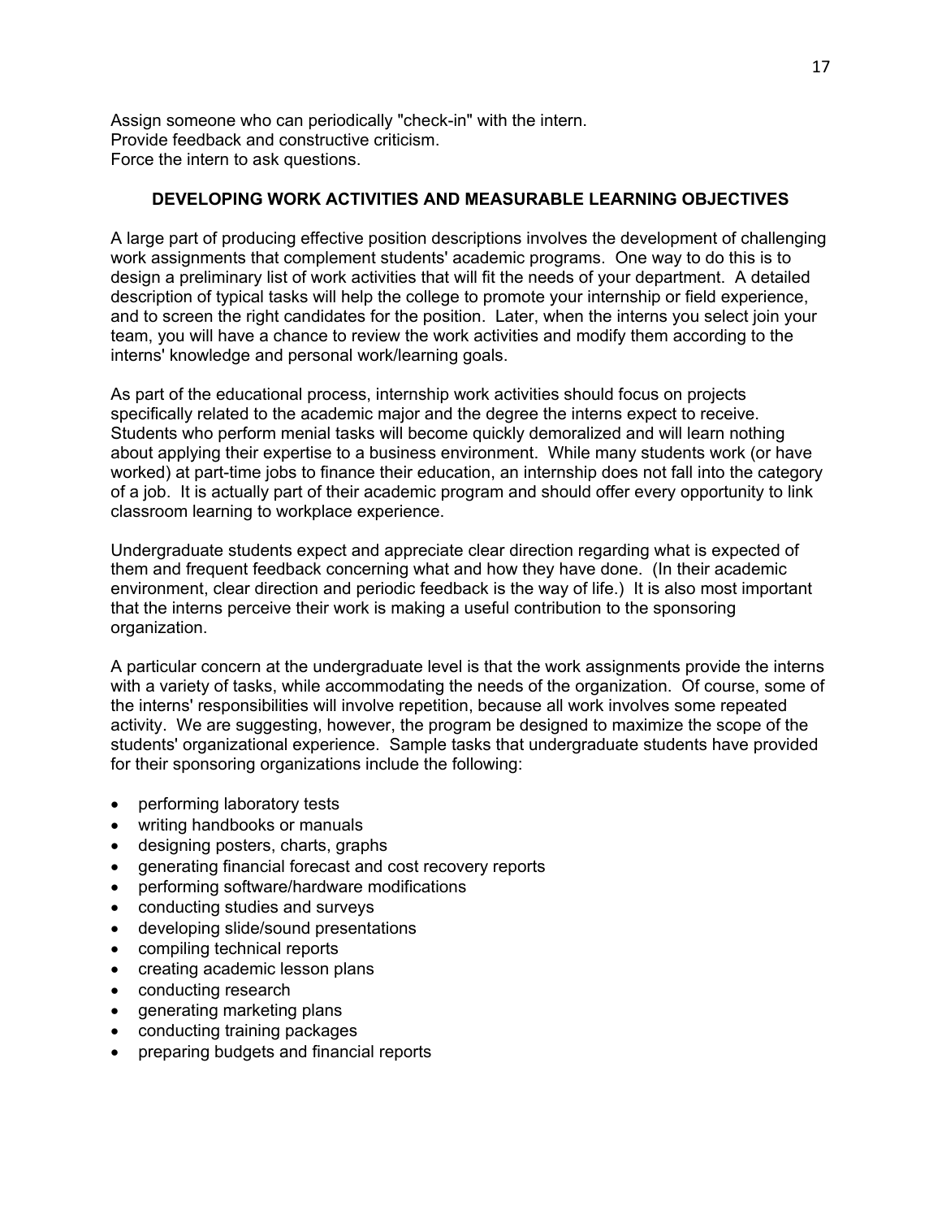Assign someone who can periodically "check-in" with the intern.
Provide feedback and constructive criticism.
Force the intern to ask questions.

## DEVELOPING WORK ACTIVITIES AND MEASURABLE LEARNING OBJECTIVES

A large part of producing effective position descriptions involves the development of challenging work assignments that complement students' academic programs. One way to do this is to design a preliminary list of work activities that will fit the needs of your department. A detailed description of typical tasks will help the college to promote your internship or field experience, and to screen the right candidates for the position. Later, when the interns you select join your team, you will have a chance to review the work activities and modify them according to the interns' knowledge and personal work/learning goals.

As part of the educational process, internship work activities should focus on projects specifically related to the academic major and the degree the interns expect to receive. Students who perform menial tasks will become quickly demoralized and will learn nothing about applying their expertise to a business environment. While many students work (or have worked) at part-time jobs to finance their education, an internship does not fall into the category of a job. It is actually part of their academic program and should offer every opportunity to link classroom learning to workplace experience.

Undergraduate students expect and appreciate clear direction regarding what is expected of them and frequent feedback concerning what and how they have done. (In their academic environment, clear direction and periodic feedback is the way of life.) It is also most important that the interns perceive their work is making a useful contribution to the sponsoring organization.

A particular concern at the undergraduate level is that the work assignments provide the interns with a variety of tasks, while accommodating the needs of the organization. Of course, some of the interns' responsibilities will involve repetition, because all work involves some repeated activity. We are suggesting, however, the program be designed to maximize the scope of the students' organizational experience. Sample tasks that undergraduate students have provided for their sponsoring organizations include the following:

- performing laboratory tests
- writing handbooks or manuals
- designing posters, charts, graphs
- generating financial forecast and cost recovery reports
- performing software/hardware modifications
- conducting studies and surveys
- developing slide/sound presentations
- compiling technical reports
- creating academic lesson plans
- conducting research
- generating marketing plans
- conducting training packages
- preparing budgets and financial reports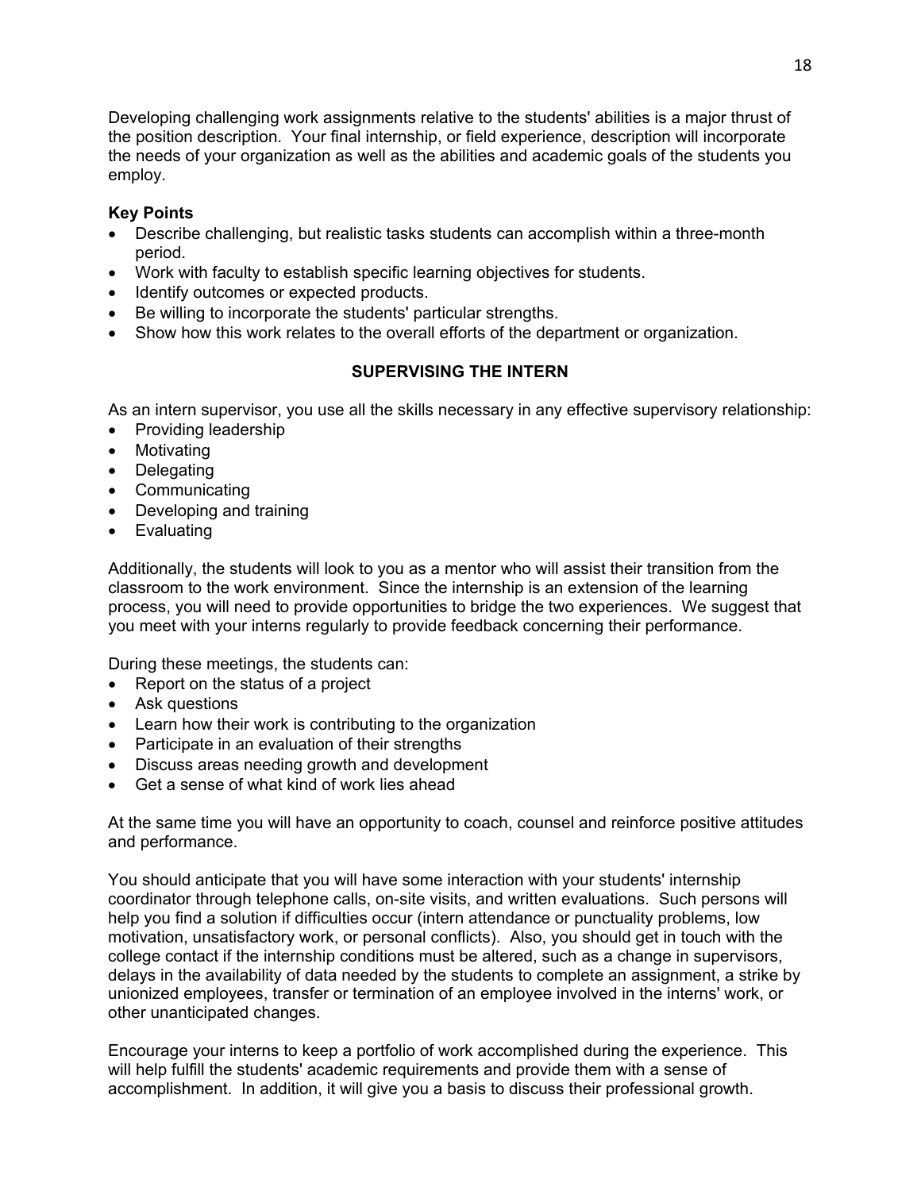Developing challenging work assignments relative to the students' abilities is a major thrust of the position description. Your final internship, or field experience, description will incorporate the needs of your organization as well as the abilities and academic goals of the students you employ.

**Key Points**

- Describe challenging, but realistic tasks students can accomplish within a three-month period.
- Work with faculty to establish specific learning objectives for students.
- Identify outcomes or expected products.
- Be willing to incorporate the students' particular strengths.
- Show how this work relates to the overall efforts of the department or organization.

## SUPERVISING THE INTERN

As an intern supervisor, you use all the skills necessary in any effective supervisory relationship:

- Providing leadership
- Motivating
- Delegating
- Communicating
- Developing and training
- Evaluating

Additionally, the students will look to you as a mentor who will assist their transition from the classroom to the work environment. Since the internship is an extension of the learning process, you will need to provide opportunities to bridge the two experiences. We suggest that you meet with your interns regularly to provide feedback concerning their performance.

During these meetings, the students can:

- Report on the status of a project
- Ask questions
- Learn how their work is contributing to the organization
- Participate in an evaluation of their strengths
- Discuss areas needing growth and development
- Get a sense of what kind of work lies ahead

At the same time you will have an opportunity to coach, counsel and reinforce positive attitudes and performance.

You should anticipate that you will have some interaction with your students' internship coordinator through telephone calls, on-site visits, and written evaluations. Such persons will help you find a solution if difficulties occur (intern attendance or punctuality problems, low motivation, unsatisfactory work, or personal conflicts). Also, you should get in touch with the college contact if the internship conditions must be altered, such as a change in supervisors, delays in the availability of data needed by the students to complete an assignment, a strike by unionized employees, transfer or termination of an employee involved in the interns' work, or other unanticipated changes.

Encourage your interns to keep a portfolio of work accomplished during the experience. This will help fulfill the students' academic requirements and provide them with a sense of accomplishment. In addition, it will give you a basis to discuss their professional growth.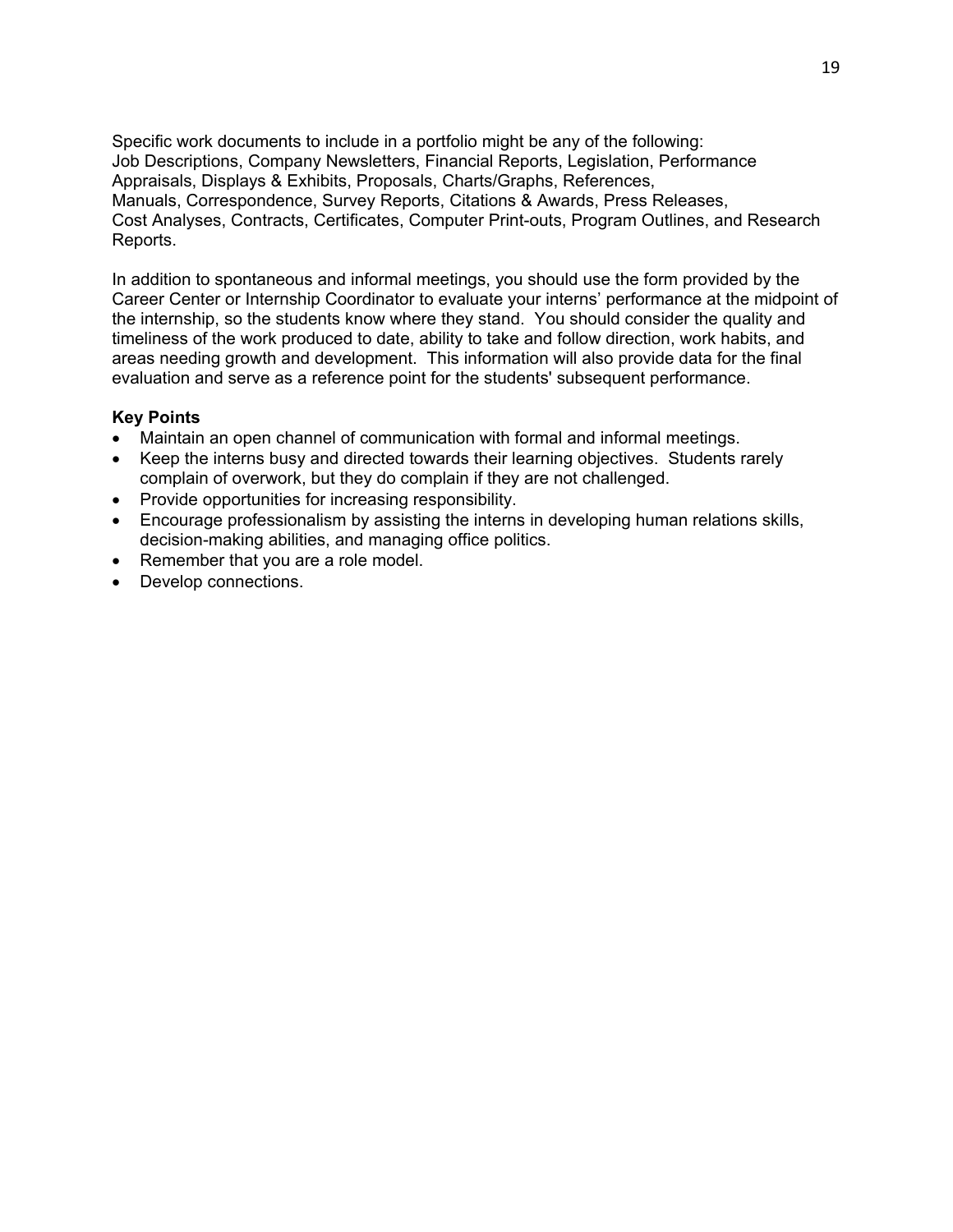Specific work documents to include in a portfolio might be any of the following: Job Descriptions, Company Newsletters, Financial Reports, Legislation, Performance Appraisals, Displays & Exhibits, Proposals, Charts/Graphs, References, Manuals, Correspondence, Survey Reports, Citations & Awards, Press Releases, Cost Analyses, Contracts, Certificates, Computer Print-outs, Program Outlines, and Research Reports.

In addition to spontaneous and informal meetings, you should use the form provided by the Career Center or Internship Coordinator to evaluate your interns' performance at the midpoint of the internship, so the students know where they stand. You should consider the quality and timeliness of the work produced to date, ability to take and follow direction, work habits, and areas needing growth and development. This information will also provide data for the final evaluation and serve as a reference point for the students' subsequent performance.

**Key Points**

- Maintain an open channel of communication with formal and informal meetings.
- Keep the interns busy and directed towards their learning objectives. Students rarely complain of overwork, but they do complain if they are not challenged.
- Provide opportunities for increasing responsibility.
- Encourage professionalism by assisting the interns in developing human relations skills, decision-making abilities, and managing office politics.
- Remember that you are a role model.
- Develop connections.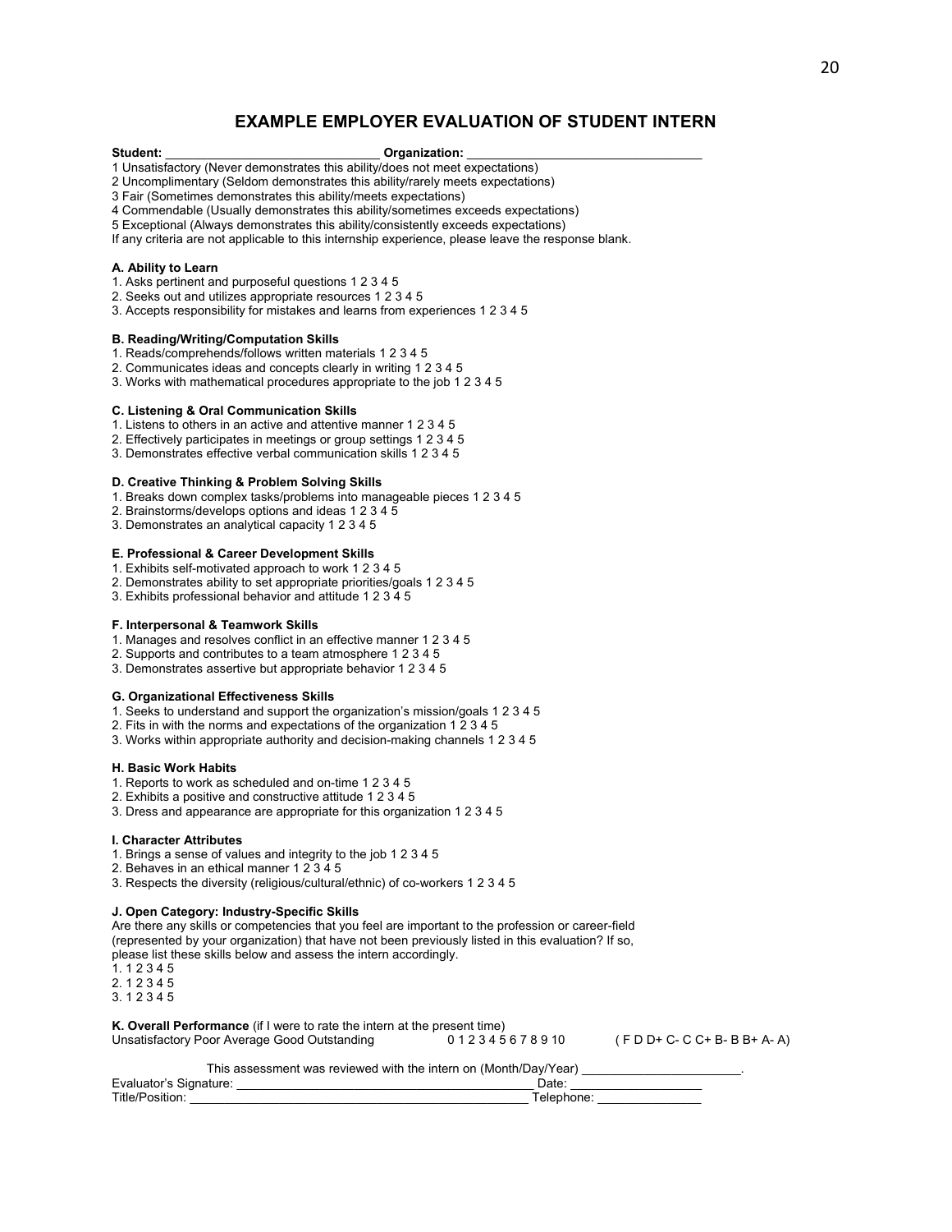# EXAMPLE EMPLOYER EVALUATION OF STUDENT INTERN

**Student:** ______________________________ **Organization:** ________________________________

1 Unsatisfactory (Never demonstrates this ability/does not meet expectations)
2 Uncomplimentary (Seldom demonstrates this ability/rarely meets expectations)
3 Fair (Sometimes demonstrates this ability/meets expectations)
4 Commendable (Usually demonstrates this ability/sometimes exceeds expectations)
5 Exceptional (Always demonstrates this ability/consistently exceeds expectations)
If any criteria are not applicable to this internship experience, please leave the response blank.

**A. Ability to Learn**

1. Asks pertinent and purposeful questions 1 2 3 4 5
2. Seeks out and utilizes appropriate resources 1 2 3 4 5
3. Accepts responsibility for mistakes and learns from experiences 1 2 3 4 5

**B. Reading/Writing/Computation Skills**

1. Reads/comprehends/follows written materials 1 2 3 4 5
2. Communicates ideas and concepts clearly in writing 1 2 3 4 5
3. Works with mathematical procedures appropriate to the job 1 2 3 4 5

**C. Listening & Oral Communication Skills**

1. Listens to others in an active and attentive manner 1 2 3 4 5
2. Effectively participates in meetings or group settings 1 2 3 4 5
3. Demonstrates effective verbal communication skills 1 2 3 4 5

**D. Creative Thinking & Problem Solving Skills**

1. Breaks down complex tasks/problems into manageable pieces 1 2 3 4 5
2. Brainstorms/develops options and ideas 1 2 3 4 5
3. Demonstrates an analytical capacity 1 2 3 4 5

**E. Professional & Career Development Skills**

1. Exhibits self-motivated approach to work 1 2 3 4 5
2. Demonstrates ability to set appropriate priorities/goals 1 2 3 4 5
3. Exhibits professional behavior and attitude 1 2 3 4 5

**F. Interpersonal & Teamwork Skills**

1. Manages and resolves conflict in an effective manner 1 2 3 4 5
2. Supports and contributes to a team atmosphere 1 2 3 4 5
3. Demonstrates assertive but appropriate behavior 1 2 3 4 5

**G. Organizational Effectiveness Skills**

1. Seeks to understand and support the organization's mission/goals 1 2 3 4 5
2. Fits in with the norms and expectations of the organization 1 2 3 4 5
3. Works within appropriate authority and decision-making channels 1 2 3 4 5

**H. Basic Work Habits**

1. Reports to work as scheduled and on-time 1 2 3 4 5
2. Exhibits a positive and constructive attitude 1 2 3 4 5
3. Dress and appearance are appropriate for this organization 1 2 3 4 5

**I. Character Attributes**

1. Brings a sense of values and integrity to the job 1 2 3 4 5
2. Behaves in an ethical manner 1 2 3 4 5
3. Respects the diversity (religious/cultural/ethnic) of co-workers 1 2 3 4 5

**J. Open Category: Industry-Specific Skills**

Are there any skills or competencies that you feel are important to the profession or career-field (represented by your organization) that have not been previously listed in this evaluation? If so, please list these skills below and assess the intern accordingly.

1. 1 2 3 4 5
2. 1 2 3 4 5
3. 1 2 3 4 5

**K. Overall Performance** (if I were to rate the intern at the present time)
Unsatisfactory Poor Average Good Outstanding 0 1 2 3 4 5 6 7 8 9 10 ( F D D+ C- C C+ B- B B+ A- A)

This assessment was reviewed with the intern on (Month/Day/Year) ______________________.

Evaluator's Signature: __________________________________________ Date: __________________

Title/Position: _______________________________________________ Telephone: ______________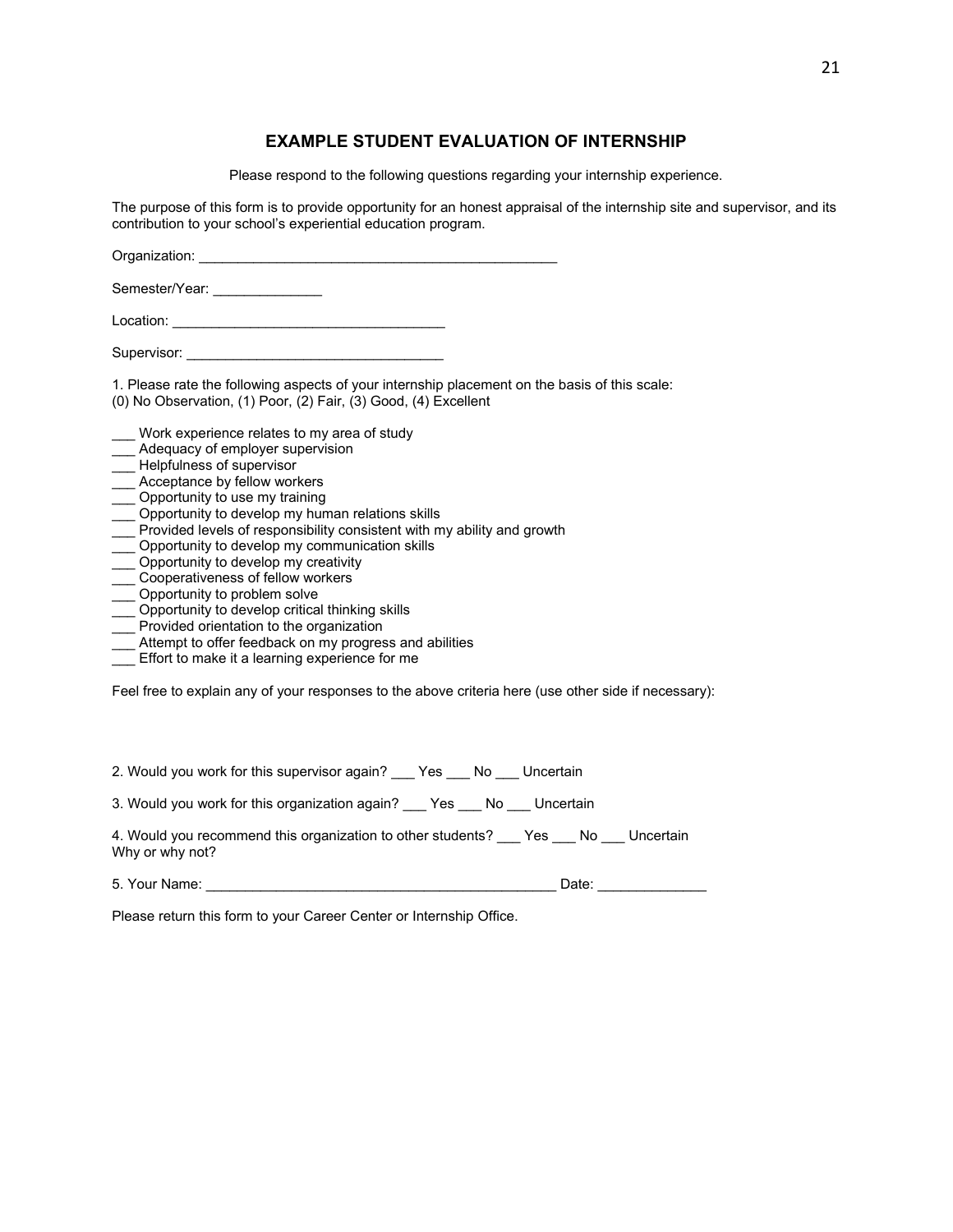## EXAMPLE STUDENT EVALUATION OF INTERNSHIP

Please respond to the following questions regarding your internship experience.

The purpose of this form is to provide opportunity for an honest appraisal of the internship site and supervisor, and its contribution to your school's experiential education program.

Organization: _______________________________________________

Semester/Year: ______________

Location: ___________________________________

Supervisor: _________________________________

1. Please rate the following aspects of your internship placement on the basis of this scale:
(0) No Observation, (1) Poor, (2) Fair, (3) Good, (4) Excellent

___ Work experience relates to my area of study
___ Adequacy of employer supervision
___ Helpfulness of supervisor
___ Acceptance by fellow workers
___ Opportunity to use my training
___ Opportunity to develop my human relations skills
___ Provided levels of responsibility consistent with my ability and growth
___ Opportunity to develop my communication skills
___ Opportunity to develop my creativity
___ Cooperativeness of fellow workers
___ Opportunity to problem solve
___ Opportunity to develop critical thinking skills
___ Provided orientation to the organization
___ Attempt to offer feedback on my progress and abilities
___ Effort to make it a learning experience for me

Feel free to explain any of your responses to the above criteria here (use other side if necessary):

2. Would you work for this supervisor again? ___ Yes ___ No ___ Uncertain

3. Would you work for this organization again? ___ Yes ___ No ___ Uncertain

4. Would you recommend this organization to other students? ___ Yes ___ No ___ Uncertain
Why or why not?

5. Your Name: _____________________________________________ Date: ______________

Please return this form to your Career Center or Internship Office.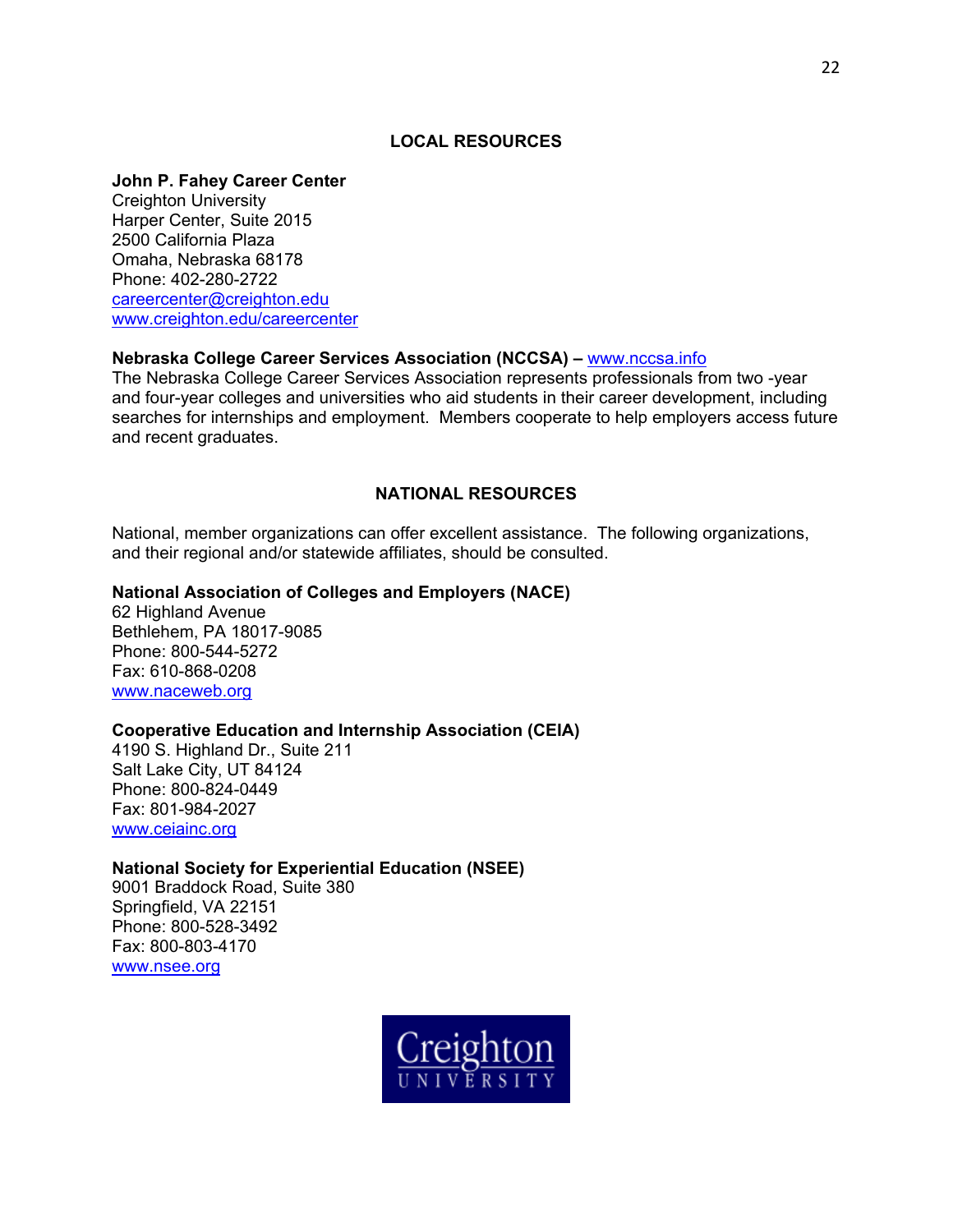## LOCAL RESOURCES

**John P. Fahey Career Center**
Creighton University
Harper Center, Suite 2015
2500 California Plaza
Omaha, Nebraska 68178
Phone: 402-280-2722
careercenter@creighton.edu
www.creighton.edu/careercenter

**Nebraska College Career Services Association (NCCSA) –** www.nccsa.info
The Nebraska College Career Services Association represents professionals from two -year and four-year colleges and universities who aid students in their career development, including searches for internships and employment. Members cooperate to help employers access future and recent graduates.

## NATIONAL RESOURCES

National, member organizations can offer excellent assistance. The following organizations, and their regional and/or statewide affiliates, should be consulted.

**National Association of Colleges and Employers (NACE)**
62 Highland Avenue
Bethlehem, PA 18017-9085
Phone: 800-544-5272
Fax: 610-868-0208
www.naceweb.org

**Cooperative Education and Internship Association (CEIA)**
4190 S. Highland Dr., Suite 211
Salt Lake City, UT 84124
Phone: 800-824-0449
Fax: 801-984-2027
www.ceiainc.org

**National Society for Experiential Education (NSEE)**
9001 Braddock Road, Suite 380
Springfield, VA 22151
Phone: 800-528-3492
Fax: 800-803-4170
www.nsee.org

Creighton UNIVERSITY